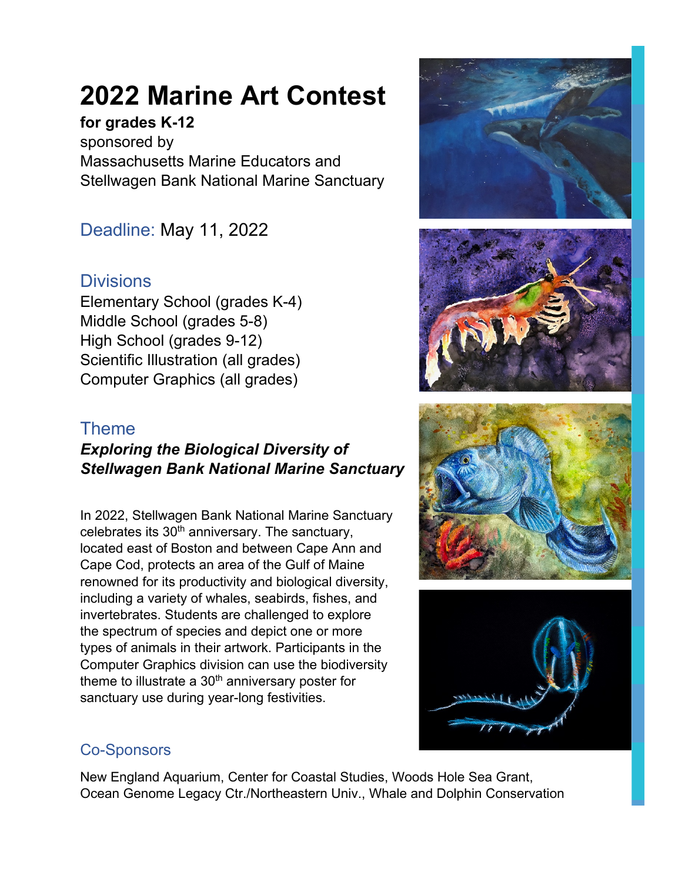# 2022 Marine Art Contest

**for grades K-12**
sponsored by
Massachusetts Marine Educators and
Stellwagen Bank National Marine Sanctuary

## Deadline: May 11, 2022

## Divisions

Elementary School (grades K-4)
Middle School (grades 5-8)
High School (grades 9-12)
Scientific Illustration (all grades)
Computer Graphics (all grades)

## Theme

***Exploring the Biological Diversity of Stellwagen Bank National Marine Sanctuary***

In 2022, Stellwagen Bank National Marine Sanctuary celebrates its 30th anniversary. The sanctuary, located east of Boston and between Cape Ann and Cape Cod, protects an area of the Gulf of Maine renowned for its productivity and biological diversity, including a variety of whales, seabirds, fishes, and invertebrates. Students are challenged to explore the spectrum of species and depict one or more types of animals in their artwork. Participants in the Computer Graphics division can use the biodiversity theme to illustrate a 30th anniversary poster for sanctuary use during year-long festivities.

## Co-Sponsors

New England Aquarium, Center for Coastal Studies, Woods Hole Sea Grant, Ocean Genome Legacy Ctr./Northeastern Univ., Whale and Dolphin Conservation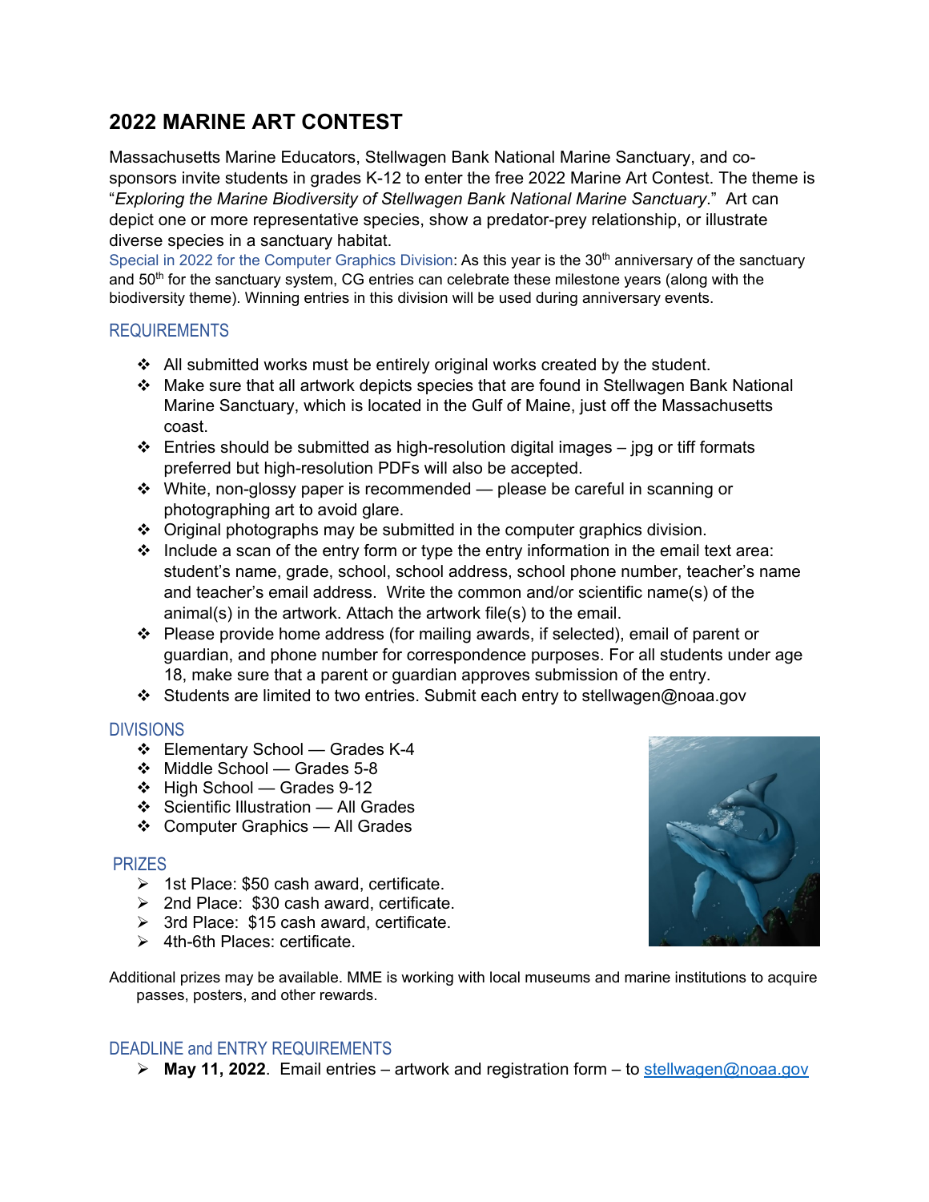## 2022 MARINE ART CONTEST

Massachusetts Marine Educators, Stellwagen Bank National Marine Sanctuary, and co-sponsors invite students in grades K-12 to enter the free 2022 Marine Art Contest. The theme is "*Exploring the Marine Biodiversity of Stellwagen Bank National Marine Sanctuary*." Art can depict one or more representative species, show a predator-prey relationship, or illustrate diverse species in a sanctuary habitat.

Special in 2022 for the Computer Graphics Division: As this year is the 30th anniversary of the sanctuary and 50th for the sanctuary system, CG entries can celebrate these milestone years (along with the biodiversity theme). Winning entries in this division will be used during anniversary events.

### REQUIREMENTS

- All submitted works must be entirely original works created by the student.
- Make sure that all artwork depicts species that are found in Stellwagen Bank National Marine Sanctuary, which is located in the Gulf of Maine, just off the Massachusetts coast.
- Entries should be submitted as high-resolution digital images – jpg or tiff formats preferred but high-resolution PDFs will also be accepted.
- White, non-glossy paper is recommended — please be careful in scanning or photographing art to avoid glare.
- Original photographs may be submitted in the computer graphics division.
- Include a scan of the entry form or type the entry information in the email text area: student's name, grade, school, school address, school phone number, teacher's name and teacher's email address. Write the common and/or scientific name(s) of the animal(s) in the artwork. Attach the artwork file(s) to the email.
- Please provide home address (for mailing awards, if selected), email of parent or guardian, and phone number for correspondence purposes. For all students under age 18, make sure that a parent or guardian approves submission of the entry.
- Students are limited to two entries. Submit each entry to stellwagen@noaa.gov

### DIVISIONS

- Elementary School — Grades K-4
- Middle School — Grades 5-8
- High School — Grades 9-12
- Scientific Illustration — All Grades
- Computer Graphics — All Grades

### PRIZES

- 1st Place: $50 cash award, certificate.
- 2nd Place: $30 cash award, certificate.
- 3rd Place: $15 cash award, certificate.
- 4th-6th Places: certificate.

Additional prizes may be available. MME is working with local museums and marine institutions to acquire passes, posters, and other rewards.

### DEADLINE and ENTRY REQUIREMENTS

- **May 11, 2022**. Email entries – artwork and registration form – to stellwagen@noaa.gov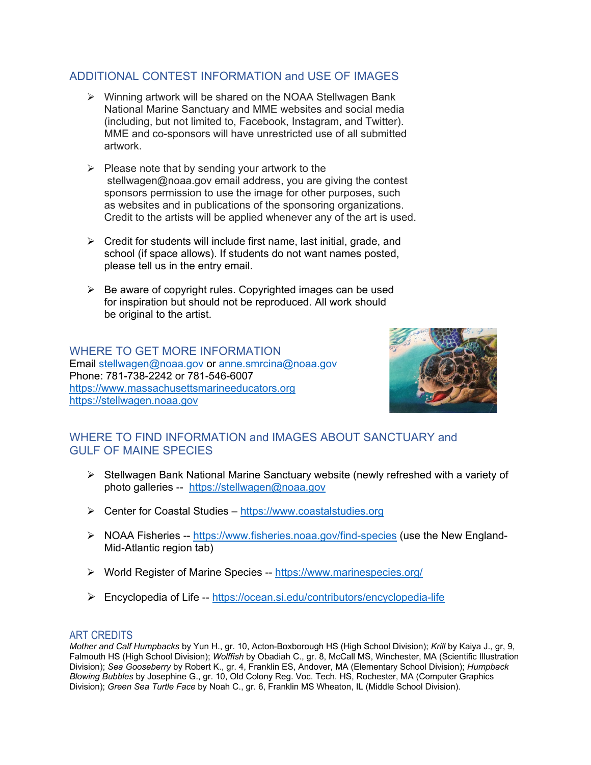## ADDITIONAL CONTEST INFORMATION and USE OF IMAGES

- Winning artwork will be shared on the NOAA Stellwagen Bank National Marine Sanctuary and MME websites and social media (including, but not limited to, Facebook, Instagram, and Twitter). MME and co-sponsors will have unrestricted use of all submitted artwork.

- Please note that by sending your artwork to the stellwagen@noaa.gov email address, you are giving the contest sponsors permission to use the image for other purposes, such as websites and in publications of the sponsoring organizations. Credit to the artists will be applied whenever any of the art is used.

- Credit for students will include first name, last initial, grade, and school (if space allows). If students do not want names posted, please tell us in the entry email.

- Be aware of copyright rules. Copyrighted images can be used for inspiration but should not be reproduced. All work should be original to the artist.

## WHERE TO GET MORE INFORMATION

Email stellwagen@noaa.gov or anne.smrcina@noaa.gov
Phone: 781-738-2242 or 781-546-6007
https://www.massachusettsmarineeducators.org
https://stellwagen.noaa.gov

## WHERE TO FIND INFORMATION and IMAGES ABOUT SANCTUARY and GULF OF MAINE SPECIES

- Stellwagen Bank National Marine Sanctuary website (newly refreshed with a variety of photo galleries -- https://stellwagen@noaa.gov

- Center for Coastal Studies – https://www.coastalstudies.org

- NOAA Fisheries -- https://www.fisheries.noaa.gov/find-species (use the New England-Mid-Atlantic region tab)

- World Register of Marine Species -- https://www.marinespecies.org/

- Encyclopedia of Life -- https://ocean.si.edu/contributors/encyclopedia-life

## ART CREDITS

*Mother and Calf Humpbacks* by Yun H., gr. 10, Acton-Boxborough HS (High School Division); *Krill* by Kaiya J., gr, 9, Falmouth HS (High School Division); *Wolffish* by Obadiah C., gr. 8, McCall MS, Winchester, MA (Scientific Illustration Division); *Sea Gooseberry* by Robert K., gr. 4, Franklin ES, Andover, MA (Elementary School Division); *Humpback Blowing Bubbles* by Josephine G., gr. 10, Old Colony Reg. Voc. Tech. HS, Rochester, MA (Computer Graphics Division); *Green Sea Turtle Face* by Noah C., gr. 6, Franklin MS Wheaton, IL (Middle School Division).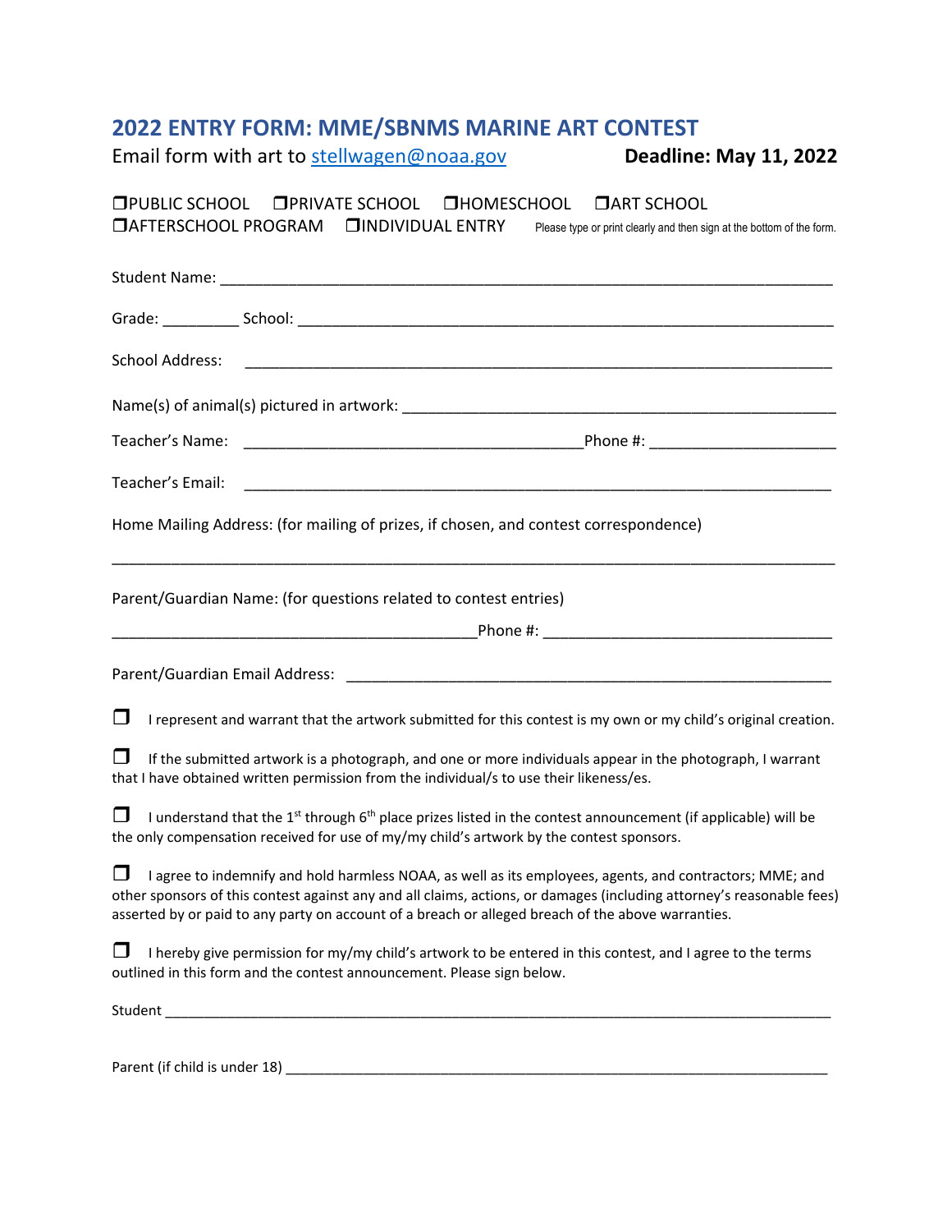# 2022 ENTRY FORM: MME/SBNMS MARINE ART CONTEST

Email form with art to stellwagen@noaa.gov **Deadline: May 11, 2022**

❒PUBLIC SCHOOL ❒PRIVATE SCHOOL ❒HOMESCHOOL ❒ART SCHOOL
❒AFTERSCHOOL PROGRAM ❒INDIVIDUAL ENTRY Please type or print clearly and then sign at the bottom of the form.

Student Name: ___________________________________________________________________________

Grade: _________ School: ________________________________________________________________

School Address: ___________________________________________________________________________

Name(s) of animal(s) pictured in artwork: _____________________________________________________

Teacher's Name: ________________________________________Phone #: _______________________

Teacher's Email: __________________________________________________________________________

Home Mailing Address: (for mailing of prizes, if chosen, and contest correspondence)

_______________________________________________________________________________________

Parent/Guardian Name: (for questions related to contest entries)

___________________________________________Phone #: ___________________________________

Parent/Guardian Email Address: ____________________________________________________________

❒ I represent and warrant that the artwork submitted for this contest is my own or my child's original creation.

❒ If the submitted artwork is a photograph, and one or more individuals appear in the photograph, I warrant that I have obtained written permission from the individual/s to use their likeness/es.

❒ I understand that the 1st through 6th place prizes listed in the contest announcement (if applicable) will be the only compensation received for use of my/my child's artwork by the contest sponsors.

❒ I agree to indemnify and hold harmless NOAA, as well as its employees, agents, and contractors; MME; and other sponsors of this contest against any and all claims, actions, or damages (including attorney's reasonable fees) asserted by or paid to any party on account of a breach or alleged breach of the above warranties.

❒ I hereby give permission for my/my child's artwork to be entered in this contest, and I agree to the terms outlined in this form and the contest announcement. Please sign below.

Student ____________________________________________________________________________________

Parent (if child is under 18) ________________________________________________________________